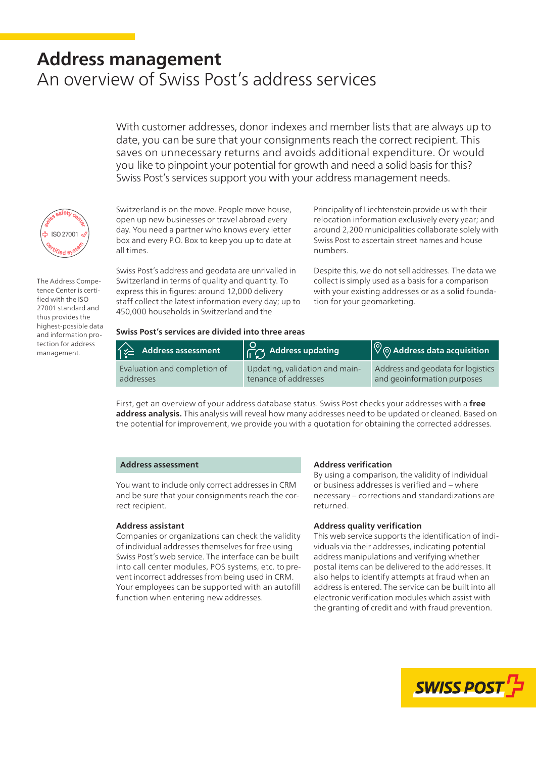# Address management

## An overview of Swiss Post's address services

With customer addresses, donor indexes and member lists that are always up to date, you can be sure that your consignments reach the correct recipient. This saves on unnecessary returns and avoids additional expenditure. Or would you like to pinpoint your potential for growth and need a solid basis for this? Swiss Post's services support you with your address management needs.

swiss safety center – ISO 27001 – certified system

The Address Competence Center is certified with the ISO 27001 standard and thus provides the highest-possible data and information protection for address management.

Switzerland is on the move. People move house, open up new businesses or travel abroad every day. You need a partner who knows every letter box and every P.O. Box to keep you up to date at all times.

Swiss Post's address and geodata are unrivalled in Switzerland in terms of quality and quantity. To express this in figures: around 12,000 delivery staff collect the latest information every day; up to 450,000 households in Switzerland and the Principality of Liechtenstein provide us with their relocation information exclusively every year; and around 2,200 municipalities collaborate solely with Swiss Post to ascertain street names and house numbers.

Despite this, we do not sell addresses. The data we collect is simply used as a basis for a comparison with your existing addresses or as a solid foundation for your geomarketing.

**Swiss Post's services are divided into three areas**

| Address assessment | Address updating | Address data acquisition |
|---|---|---|
| Evaluation and completion of addresses | Updating, validation and maintenance of addresses | Address and geodata for logistics and geoinformation purposes |

First, get an overview of your address database status. Swiss Post checks your addresses with a **free address analysis.** This analysis will reveal how many addresses need to be updated or cleaned. Based on the potential for improvement, we provide you with a quotation for obtaining the corrected addresses.

### Address assessment

You want to include only correct addresses in CRM and be sure that your consignments reach the correct recipient.

**Address assistant**
Companies or organizations can check the validity of individual addresses themselves for free using Swiss Post's web service. The interface can be built into call center modules, POS systems, etc. to prevent incorrect addresses from being used in CRM. Your employees can be supported with an autofill function when entering new addresses.

**Address verification**
By using a comparison, the validity of individual or business addresses is verified and – where necessary – corrections and standardizations are returned.

**Address quality verification**
This web service supports the identification of individuals via their addresses, indicating potential address manipulations and verifying whether postal items can be delivered to the addresses. It also helps to identify attempts at fraud when an address is entered. The service can be built into all electronic verification modules which assist with the granting of credit and with fraud prevention.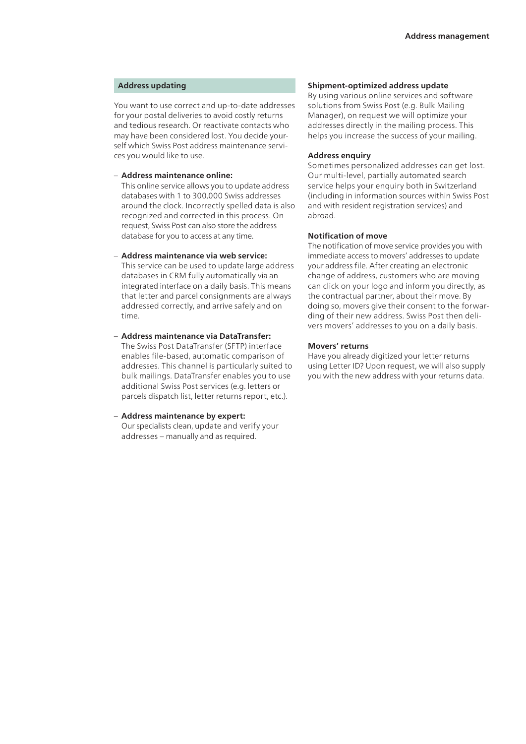## Address updating

You want to use correct and up-to-date addresses for your postal deliveries to avoid costly returns and tedious research. Or reactivate contacts who may have been considered lost. You decide yourself which Swiss Post address maintenance services you would like to use.

- **Address maintenance online:** This online service allows you to update address databases with 1 to 300,000 Swiss addresses around the clock. Incorrectly spelled data is also recognized and corrected in this process. On request, Swiss Post can also store the address database for you to access at any time.
- **Address maintenance via web service:** This service can be used to update large address databases in CRM fully automatically via an integrated interface on a daily basis. This means that letter and parcel consignments are always addressed correctly, and arrive safely and on time.
- **Address maintenance via DataTransfer:** The Swiss Post DataTransfer (SFTP) interface enables file-based, automatic comparison of addresses. This channel is particularly suited to bulk mailings. DataTransfer enables you to use additional Swiss Post services (e.g. letters or parcels dispatch list, letter returns report, etc.).
- **Address maintenance by expert:** Our specialists clean, update and verify your addresses – manually and as required.

**Shipment-optimized address update**

By using various online services and software solutions from Swiss Post (e.g. Bulk Mailing Manager), on request we will optimize your addresses directly in the mailing process. This helps you increase the success of your mailing.

**Address enquiry**

Sometimes personalized addresses can get lost. Our multi-level, partially automated search service helps your enquiry both in Switzerland (including in information sources within Swiss Post and with resident registration services) and abroad.

**Notification of move**

The notification of move service provides you with immediate access to movers' addresses to update your address file. After creating an electronic change of address, customers who are moving can click on your logo and inform you directly, as the contractual partner, about their move. By doing so, movers give their consent to the forwarding of their new address. Swiss Post then delivers movers' addresses to you on a daily basis.

**Movers' returns**

Have you already digitized your letter returns using Letter ID? Upon request, we will also supply you with the new address with your returns data.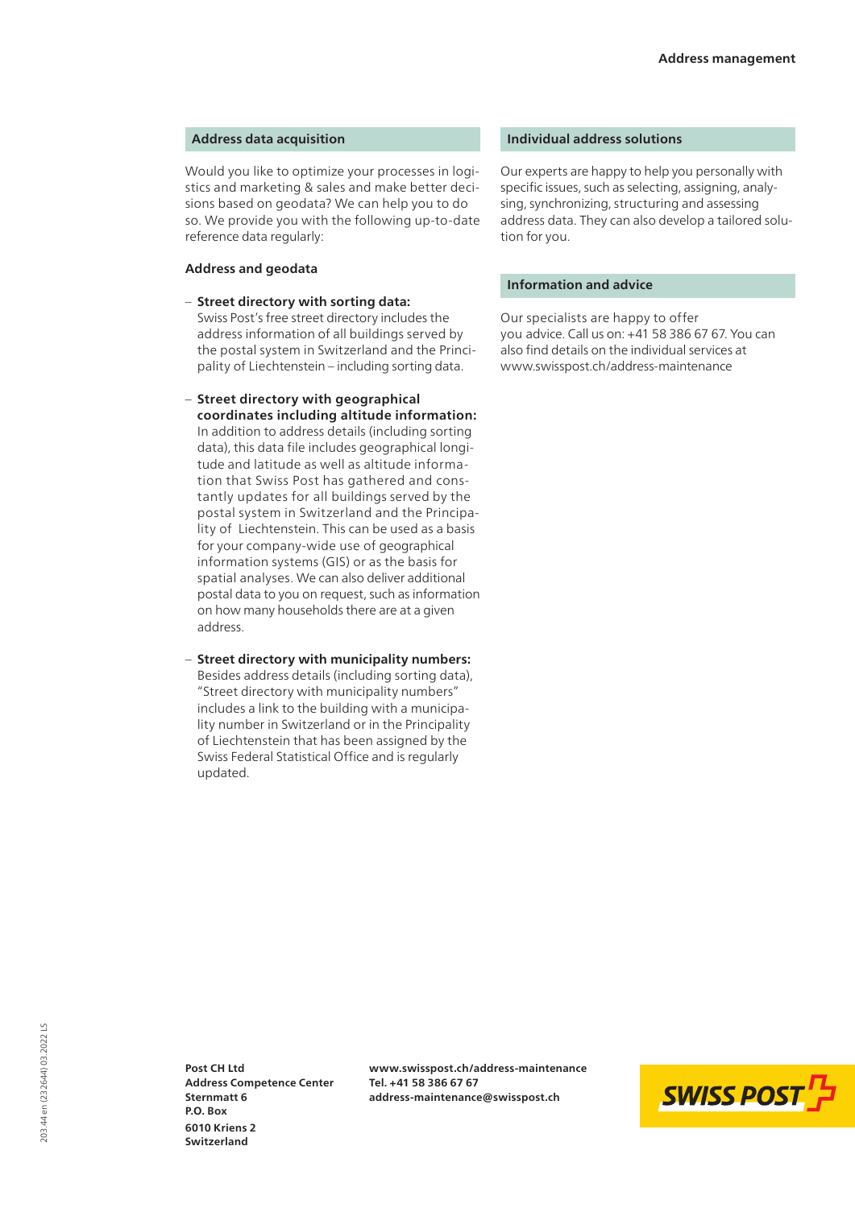## Address data acquisition

Would you like to optimize your processes in logistics and marketing & sales and make better decisions based on geodata? We can help you to do so. We provide you with the following up-to-date reference data regularly:

### Address and geodata

- **Street directory with sorting data:** Swiss Post's free street directory includes the address information of all buildings served by the postal system in Switzerland and the Principality of Liechtenstein – including sorting data.
- **Street directory with geographical coordinates including altitude information:** In addition to address details (including sorting data), this data file includes geographical longitude and latitude as well as altitude information that Swiss Post has gathered and constantly updates for all buildings served by the postal system in Switzerland and the Principality of Liechtenstein. This can be used as a basis for your company-wide use of geographical information systems (GIS) or as the basis for spatial analyses. We can also deliver additional postal data to you on request, such as information on how many households there are at a given address.
- **Street directory with municipality numbers:** Besides address details (including sorting data), "Street directory with municipality numbers" includes a link to the building with a municipality number in Switzerland or in the Principality of Liechtenstein that has been assigned by the Swiss Federal Statistical Office and is regularly updated.

## Individual address solutions

Our experts are happy to help you personally with specific issues, such as selecting, assigning, analysing, synchronizing, structuring and assessing address data. They can also develop a tailored solution for you.

## Information and advice

Our specialists are happy to offer you advice. Call us on: +41 58 386 67 67. You can also find details on the individual services at www.swisspost.ch/address-maintenance

**Post CH Ltd**
**Address Competence Center**
**Sternmatt 6**
**P.O. Box**
**6010 Kriens 2**
**Switzerland**

**www.swisspost.ch/address-maintenance**
**Tel. +41 58 386 67 67**
**address-maintenance@swisspost.ch**

SWISS POST

203.44 en (232644) 03.2022 LS